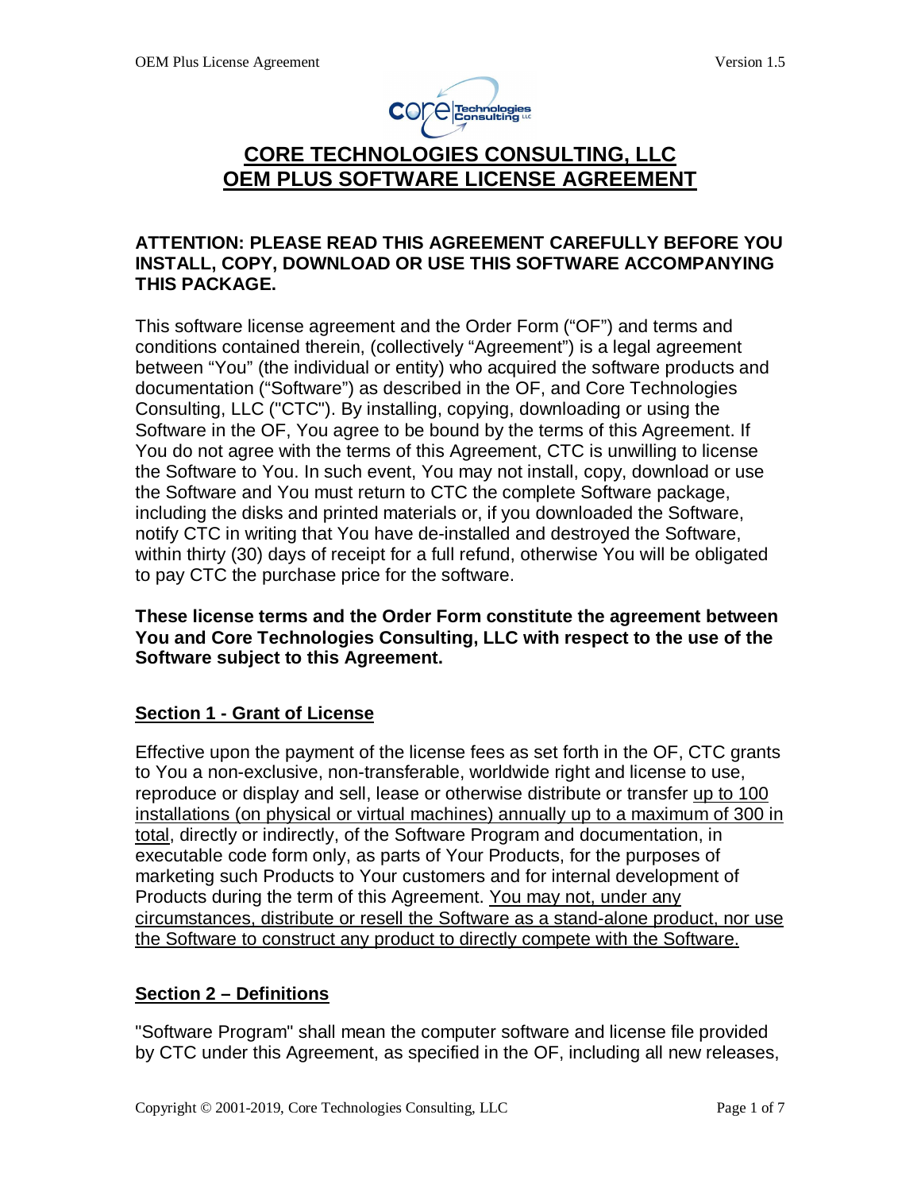# CORE TECHNOLOGIES CONSULTING, LLC
# OEM PLUS SOFTWARE LICENSE AGREEMENT

**ATTENTION: PLEASE READ THIS AGREEMENT CAREFULLY BEFORE YOU INSTALL, COPY, DOWNLOAD OR USE THIS SOFTWARE ACCOMPANYING THIS PACKAGE.**

This software license agreement and the Order Form ("OF") and terms and conditions contained therein, (collectively "Agreement") is a legal agreement between "You" (the individual or entity) who acquired the software products and documentation ("Software") as described in the OF, and Core Technologies Consulting, LLC ("CTC"). By installing, copying, downloading or using the Software in the OF, You agree to be bound by the terms of this Agreement. If You do not agree with the terms of this Agreement, CTC is unwilling to license the Software to You. In such event, You may not install, copy, download or use the Software and You must return to CTC the complete Software package, including the disks and printed materials or, if you downloaded the Software, notify CTC in writing that You have de-installed and destroyed the Software, within thirty (30) days of receipt for a full refund, otherwise You will be obligated to pay CTC the purchase price for the software.

**These license terms and the Order Form constitute the agreement between You and Core Technologies Consulting, LLC with respect to the use of the Software subject to this Agreement.**

## Section 1 - Grant of License

Effective upon the payment of the license fees as set forth in the OF, CTC grants to You a non-exclusive, non-transferable, worldwide right and license to use, reproduce or display and sell, lease or otherwise distribute or transfer up to 100 installations (on physical or virtual machines) annually up to a maximum of 300 in total, directly or indirectly, of the Software Program and documentation, in executable code form only, as parts of Your Products, for the purposes of marketing such Products to Your customers and for internal development of Products during the term of this Agreement. You may not, under any circumstances, distribute or resell the Software as a stand-alone product, nor use the Software to construct any product to directly compete with the Software.

## Section 2 – Definitions

"Software Program" shall mean the computer software and license file provided by CTC under this Agreement, as specified in the OF, including all new releases,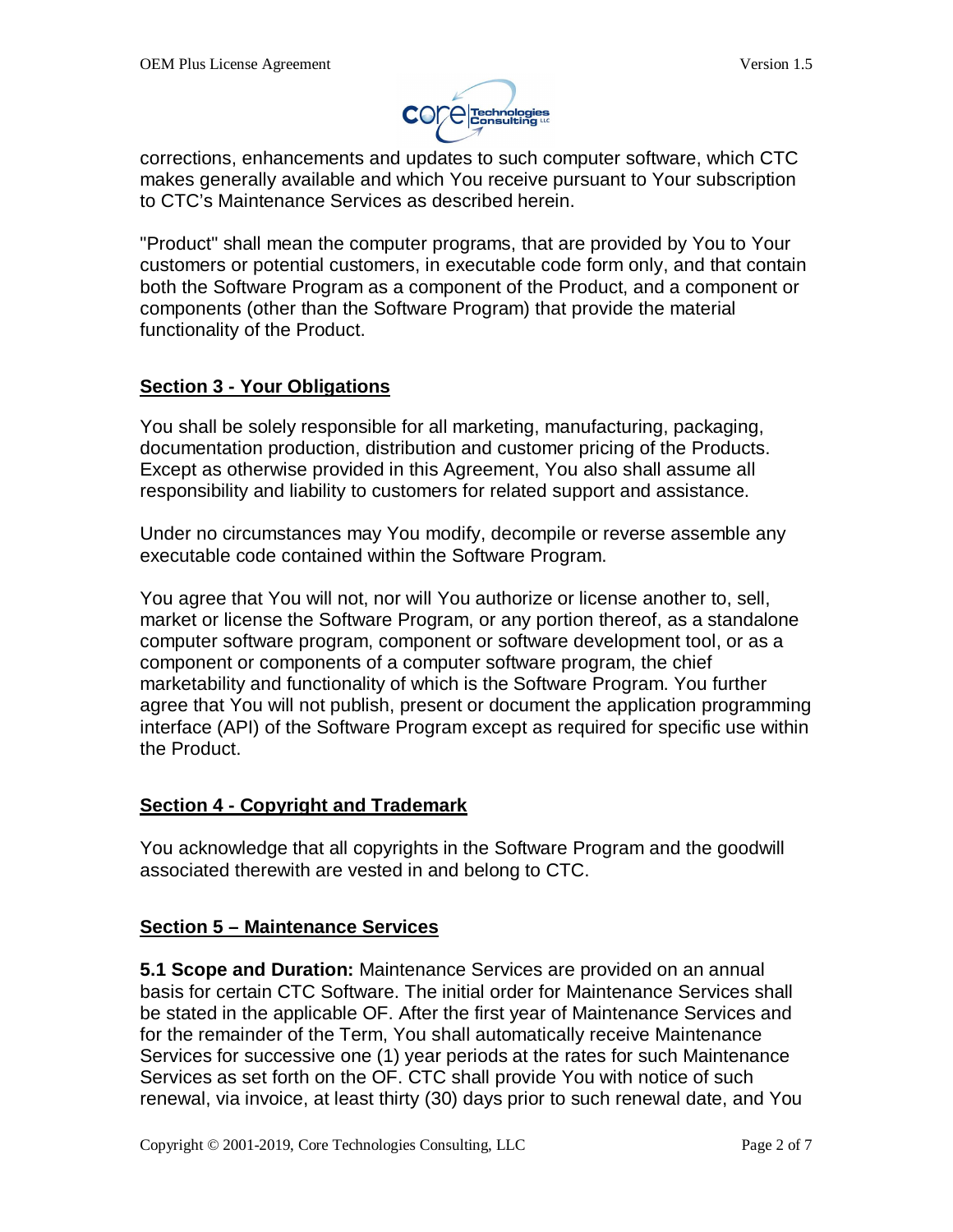corrections, enhancements and updates to such computer software, which CTC makes generally available and which You receive pursuant to Your subscription to CTC's Maintenance Services as described herein.

"Product" shall mean the computer programs, that are provided by You to Your customers or potential customers, in executable code form only, and that contain both the Software Program as a component of the Product, and a component or components (other than the Software Program) that provide the material functionality of the Product.

## Section 3 - Your Obligations

You shall be solely responsible for all marketing, manufacturing, packaging, documentation production, distribution and customer pricing of the Products. Except as otherwise provided in this Agreement, You also shall assume all responsibility and liability to customers for related support and assistance.

Under no circumstances may You modify, decompile or reverse assemble any executable code contained within the Software Program.

You agree that You will not, nor will You authorize or license another to, sell, market or license the Software Program, or any portion thereof, as a standalone computer software program, component or software development tool, or as a component or components of a computer software program, the chief marketability and functionality of which is the Software Program. You further agree that You will not publish, present or document the application programming interface (API) of the Software Program except as required for specific use within the Product.

## Section 4 - Copyright and Trademark

You acknowledge that all copyrights in the Software Program and the goodwill associated therewith are vested in and belong to CTC.

## Section 5 – Maintenance Services

**5.1 Scope and Duration:** Maintenance Services are provided on an annual basis for certain CTC Software. The initial order for Maintenance Services shall be stated in the applicable OF. After the first year of Maintenance Services and for the remainder of the Term, You shall automatically receive Maintenance Services for successive one (1) year periods at the rates for such Maintenance Services as set forth on the OF. CTC shall provide You with notice of such renewal, via invoice, at least thirty (30) days prior to such renewal date, and You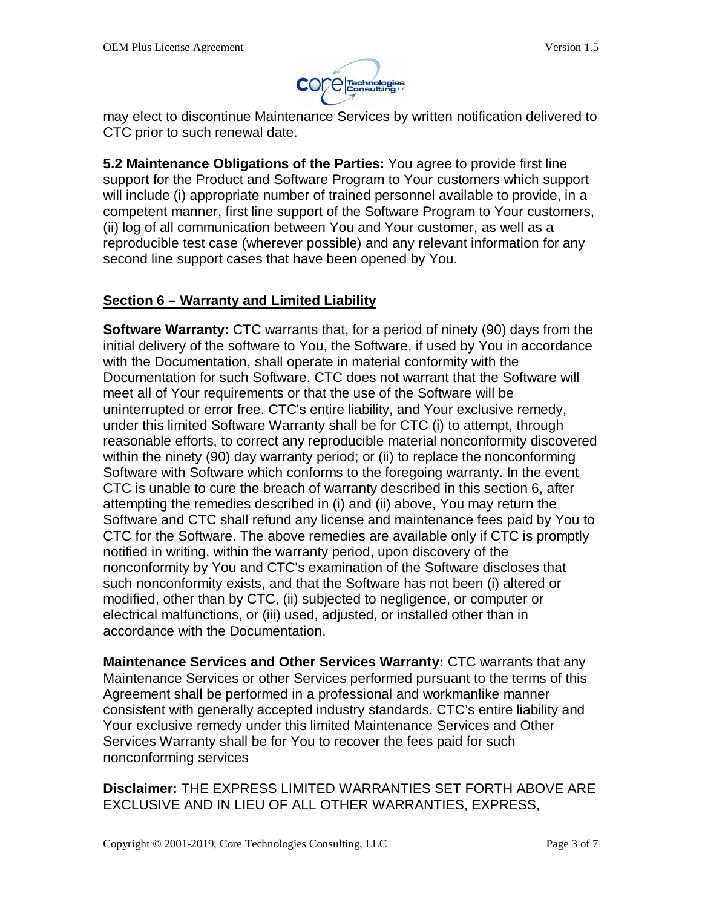may elect to discontinue Maintenance Services by written notification delivered to CTC prior to such renewal date.

**5.2 Maintenance Obligations of the Parties:** You agree to provide first line support for the Product and Software Program to Your customers which support will include (i) appropriate number of trained personnel available to provide, in a competent manner, first line support of the Software Program to Your customers, (ii) log of all communication between You and Your customer, as well as a reproducible test case (wherever possible) and any relevant information for any second line support cases that have been opened by You.

## Section 6 – Warranty and Limited Liability

**Software Warranty:** CTC warrants that, for a period of ninety (90) days from the initial delivery of the software to You, the Software, if used by You in accordance with the Documentation, shall operate in material conformity with the Documentation for such Software. CTC does not warrant that the Software will meet all of Your requirements or that the use of the Software will be uninterrupted or error free. CTC's entire liability, and Your exclusive remedy, under this limited Software Warranty shall be for CTC (i) to attempt, through reasonable efforts, to correct any reproducible material nonconformity discovered within the ninety (90) day warranty period; or (ii) to replace the nonconforming Software with Software which conforms to the foregoing warranty. In the event CTC is unable to cure the breach of warranty described in this section 6, after attempting the remedies described in (i) and (ii) above, You may return the Software and CTC shall refund any license and maintenance fees paid by You to CTC for the Software. The above remedies are available only if CTC is promptly notified in writing, within the warranty period, upon discovery of the nonconformity by You and CTC's examination of the Software discloses that such nonconformity exists, and that the Software has not been (i) altered or modified, other than by CTC, (ii) subjected to negligence, or computer or electrical malfunctions, or (iii) used, adjusted, or installed other than in accordance with the Documentation.

**Maintenance Services and Other Services Warranty:** CTC warrants that any Maintenance Services or other Services performed pursuant to the terms of this Agreement shall be performed in a professional and workmanlike manner consistent with generally accepted industry standards. CTC's entire liability and Your exclusive remedy under this limited Maintenance Services and Other Services Warranty shall be for You to recover the fees paid for such nonconforming services

**Disclaimer:** THE EXPRESS LIMITED WARRANTIES SET FORTH ABOVE ARE EXCLUSIVE AND IN LIEU OF ALL OTHER WARRANTIES, EXPRESS,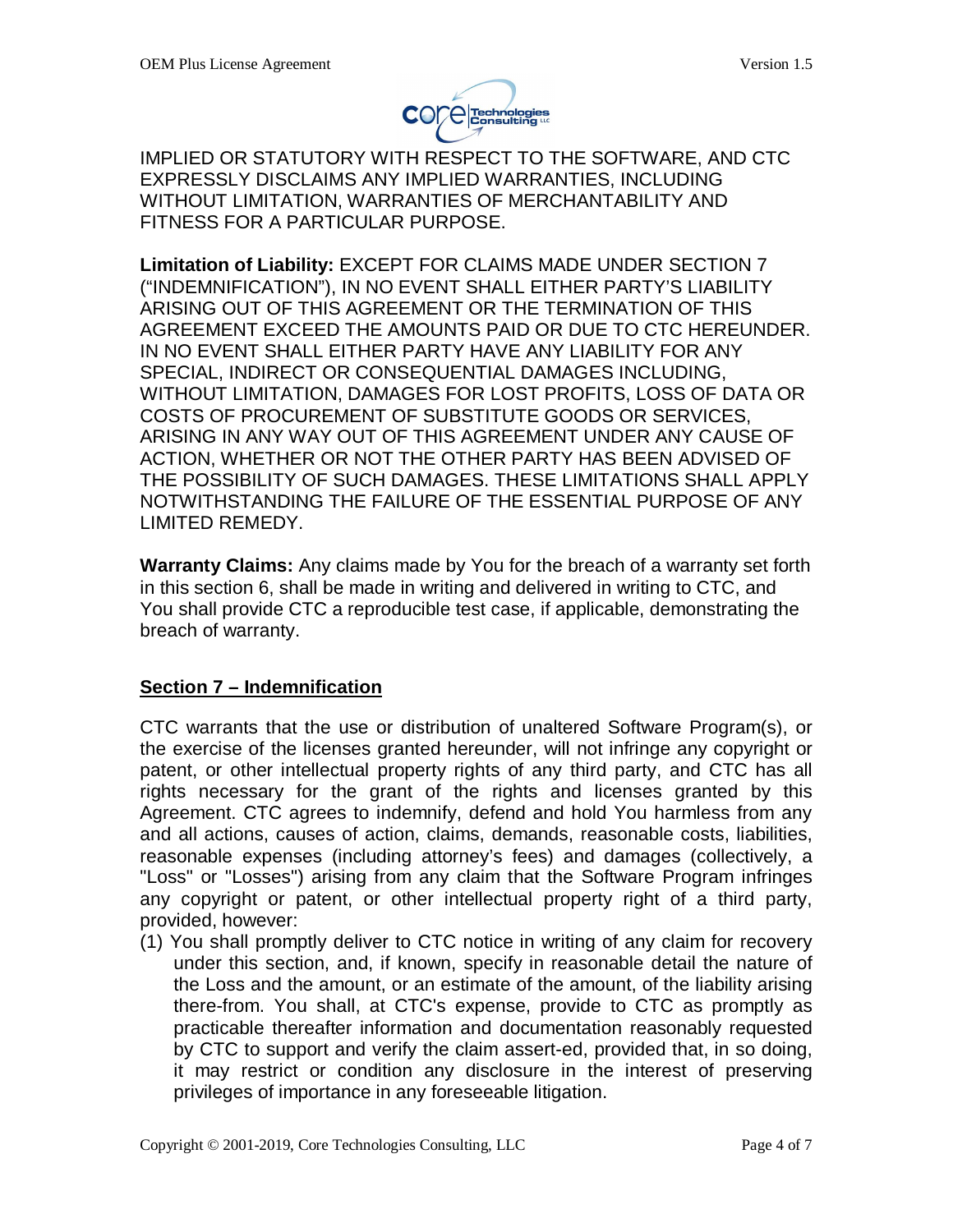IMPLIED OR STATUTORY WITH RESPECT TO THE SOFTWARE, AND CTC EXPRESSLY DISCLAIMS ANY IMPLIED WARRANTIES, INCLUDING WITHOUT LIMITATION, WARRANTIES OF MERCHANTABILITY AND FITNESS FOR A PARTICULAR PURPOSE.

**Limitation of Liability:** EXCEPT FOR CLAIMS MADE UNDER SECTION 7 ("INDEMNIFICATION"), IN NO EVENT SHALL EITHER PARTY'S LIABILITY ARISING OUT OF THIS AGREEMENT OR THE TERMINATION OF THIS AGREEMENT EXCEED THE AMOUNTS PAID OR DUE TO CTC HEREUNDER. IN NO EVENT SHALL EITHER PARTY HAVE ANY LIABILITY FOR ANY SPECIAL, INDIRECT OR CONSEQUENTIAL DAMAGES INCLUDING, WITHOUT LIMITATION, DAMAGES FOR LOST PROFITS, LOSS OF DATA OR COSTS OF PROCUREMENT OF SUBSTITUTE GOODS OR SERVICES, ARISING IN ANY WAY OUT OF THIS AGREEMENT UNDER ANY CAUSE OF ACTION, WHETHER OR NOT THE OTHER PARTY HAS BEEN ADVISED OF THE POSSIBILITY OF SUCH DAMAGES. THESE LIMITATIONS SHALL APPLY NOTWITHSTANDING THE FAILURE OF THE ESSENTIAL PURPOSE OF ANY LIMITED REMEDY.

**Warranty Claims:** Any claims made by You for the breach of a warranty set forth in this section 6, shall be made in writing and delivered in writing to CTC, and You shall provide CTC a reproducible test case, if applicable, demonstrating the breach of warranty.

## Section 7 – Indemnification

CTC warrants that the use or distribution of unaltered Software Program(s), or the exercise of the licenses granted hereunder, will not infringe any copyright or patent, or other intellectual property rights of any third party, and CTC has all rights necessary for the grant of the rights and licenses granted by this Agreement. CTC agrees to indemnify, defend and hold You harmless from any and all actions, causes of action, claims, demands, reasonable costs, liabilities, reasonable expenses (including attorney's fees) and damages (collectively, a "Loss" or "Losses") arising from any claim that the Software Program infringes any copyright or patent, or other intellectual property right of a third party, provided, however:

(1) You shall promptly deliver to CTC notice in writing of any claim for recovery under this section, and, if known, specify in reasonable detail the nature of the Loss and the amount, or an estimate of the amount, of the liability arising there-from. You shall, at CTC's expense, provide to CTC as promptly as practicable thereafter information and documentation reasonably requested by CTC to support and verify the claim assert-ed, provided that, in so doing, it may restrict or condition any disclosure in the interest of preserving privileges of importance in any foreseeable litigation.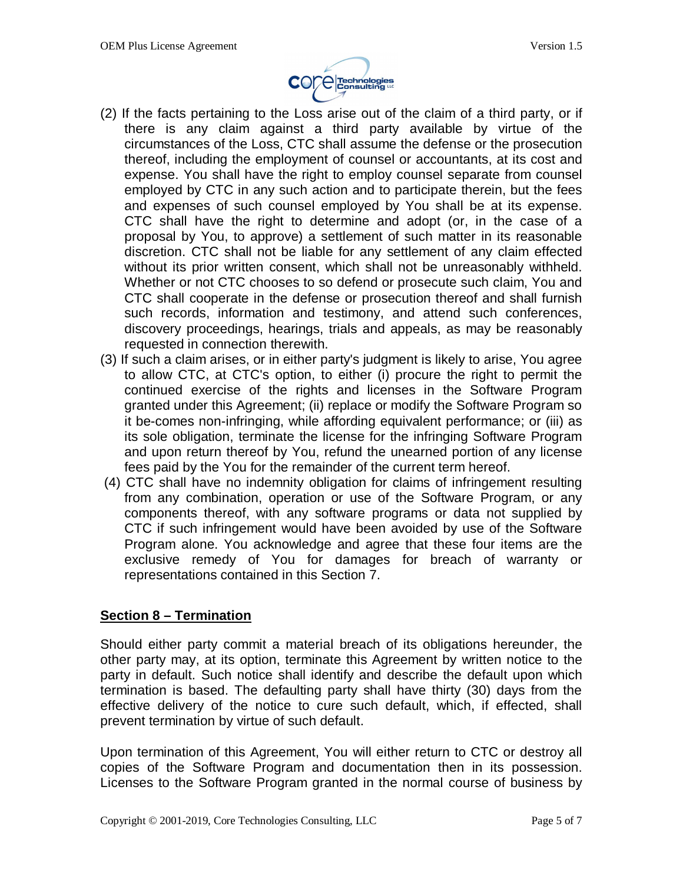(2) If the facts pertaining to the Loss arise out of the claim of a third party, or if there is any claim against a third party available by virtue of the circumstances of the Loss, CTC shall assume the defense or the prosecution thereof, including the employment of counsel or accountants, at its cost and expense. You shall have the right to employ counsel separate from counsel employed by CTC in any such action and to participate therein, but the fees and expenses of such counsel employed by You shall be at its expense. CTC shall have the right to determine and adopt (or, in the case of a proposal by You, to approve) a settlement of such matter in its reasonable discretion. CTC shall not be liable for any settlement of any claim effected without its prior written consent, which shall not be unreasonably withheld. Whether or not CTC chooses to so defend or prosecute such claim, You and CTC shall cooperate in the defense or prosecution thereof and shall furnish such records, information and testimony, and attend such conferences, discovery proceedings, hearings, trials and appeals, as may be reasonably requested in connection therewith.

(3) If such a claim arises, or in either party's judgment is likely to arise, You agree to allow CTC, at CTC's option, to either (i) procure the right to permit the continued exercise of the rights and licenses in the Software Program granted under this Agreement; (ii) replace or modify the Software Program so it be-comes non-infringing, while affording equivalent performance; or (iii) as its sole obligation, terminate the license for the infringing Software Program and upon return thereof by You, refund the unearned portion of any license fees paid by the You for the remainder of the current term hereof.

(4) CTC shall have no indemnity obligation for claims of infringement resulting from any combination, operation or use of the Software Program, or any components thereof, with any software programs or data not supplied by CTC if such infringement would have been avoided by use of the Software Program alone. You acknowledge and agree that these four items are the exclusive remedy of You for damages for breach of warranty or representations contained in this Section 7.

## **Section 8 – Termination**

Should either party commit a material breach of its obligations hereunder, the other party may, at its option, terminate this Agreement by written notice to the party in default. Such notice shall identify and describe the default upon which termination is based. The defaulting party shall have thirty (30) days from the effective delivery of the notice to cure such default, which, if effected, shall prevent termination by virtue of such default.

Upon termination of this Agreement, You will either return to CTC or destroy all copies of the Software Program and documentation then in its possession. Licenses to the Software Program granted in the normal course of business by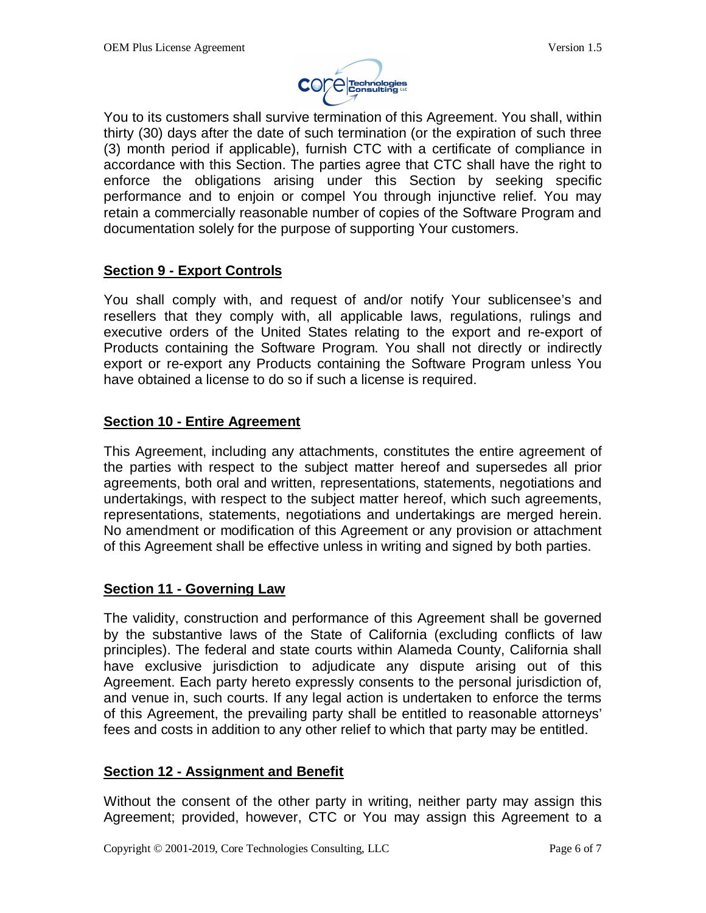You to its customers shall survive termination of this Agreement. You shall, within thirty (30) days after the date of such termination (or the expiration of such three (3) month period if applicable), furnish CTC with a certificate of compliance in accordance with this Section. The parties agree that CTC shall have the right to enforce the obligations arising under this Section by seeking specific performance and to enjoin or compel You through injunctive relief. You may retain a commercially reasonable number of copies of the Software Program and documentation solely for the purpose of supporting Your customers.

## Section 9 - Export Controls

You shall comply with, and request of and/or notify Your sublicensee's and resellers that they comply with, all applicable laws, regulations, rulings and executive orders of the United States relating to the export and re-export of Products containing the Software Program. You shall not directly or indirectly export or re-export any Products containing the Software Program unless You have obtained a license to do so if such a license is required.

## Section 10 - Entire Agreement

This Agreement, including any attachments, constitutes the entire agreement of the parties with respect to the subject matter hereof and supersedes all prior agreements, both oral and written, representations, statements, negotiations and undertakings, with respect to the subject matter hereof, which such agreements, representations, statements, negotiations and undertakings are merged herein. No amendment or modification of this Agreement or any provision or attachment of this Agreement shall be effective unless in writing and signed by both parties.

## Section 11 - Governing Law

The validity, construction and performance of this Agreement shall be governed by the substantive laws of the State of California (excluding conflicts of law principles). The federal and state courts within Alameda County, California shall have exclusive jurisdiction to adjudicate any dispute arising out of this Agreement. Each party hereto expressly consents to the personal jurisdiction of, and venue in, such courts. If any legal action is undertaken to enforce the terms of this Agreement, the prevailing party shall be entitled to reasonable attorneys' fees and costs in addition to any other relief to which that party may be entitled.

## Section 12 - Assignment and Benefit

Without the consent of the other party in writing, neither party may assign this Agreement; provided, however, CTC or You may assign this Agreement to a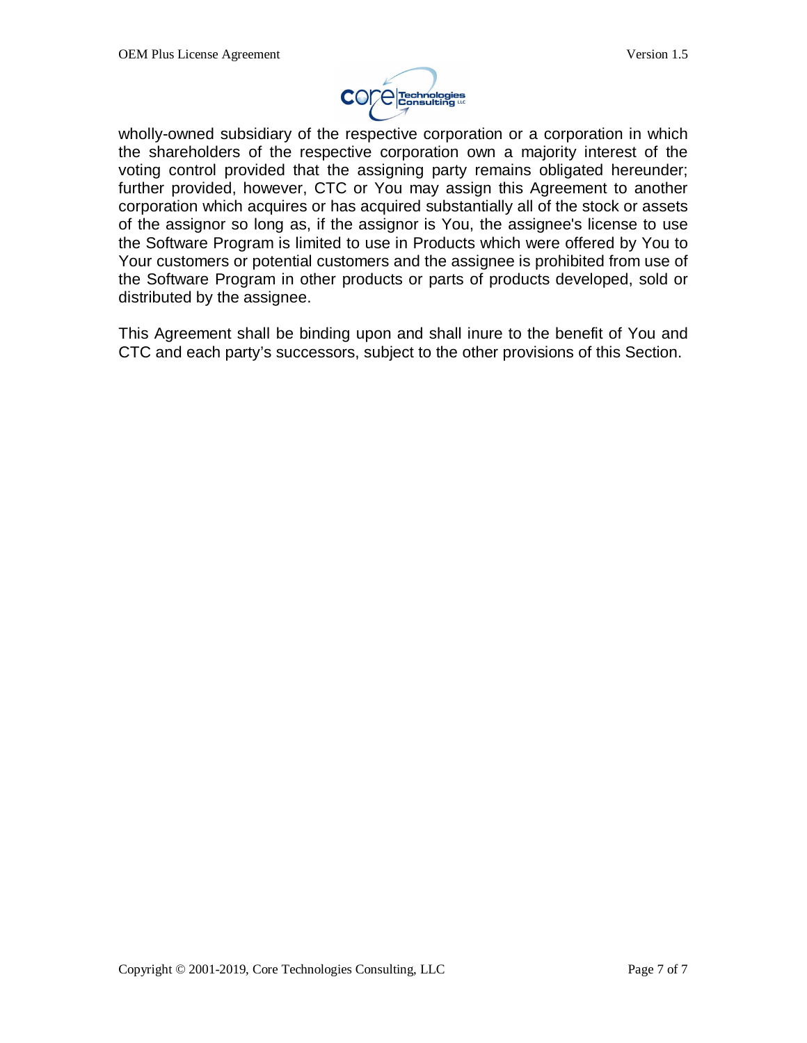wholly-owned subsidiary of the respective corporation or a corporation in which the shareholders of the respective corporation own a majority interest of the voting control provided that the assigning party remains obligated hereunder; further provided, however, CTC or You may assign this Agreement to another corporation which acquires or has acquired substantially all of the stock or assets of the assignor so long as, if the assignor is You, the assignee's license to use the Software Program is limited to use in Products which were offered by You to Your customers or potential customers and the assignee is prohibited from use of the Software Program in other products or parts of products developed, sold or distributed by the assignee.

This Agreement shall be binding upon and shall inure to the benefit of You and CTC and each party's successors, subject to the other provisions of this Section.